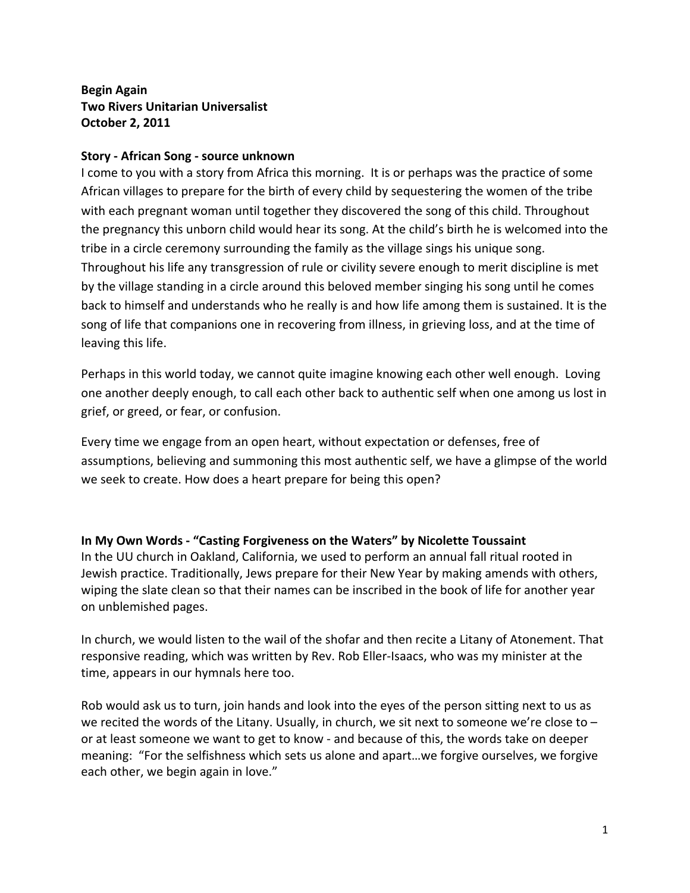**Begin Again**
**Two Rivers Unitarian Universalist**
**October 2, 2011**

**Story - African Song - source unknown**

I come to you with a story from Africa this morning. It is or perhaps was the practice of some African villages to prepare for the birth of every child by sequestering the women of the tribe with each pregnant woman until together they discovered the song of this child. Throughout the pregnancy this unborn child would hear its song. At the child's birth he is welcomed into the tribe in a circle ceremony surrounding the family as the village sings his unique song. Throughout his life any transgression of rule or civility severe enough to merit discipline is met by the village standing in a circle around this beloved member singing his song until he comes back to himself and understands who he really is and how life among them is sustained. It is the song of life that companions one in recovering from illness, in grieving loss, and at the time of leaving this life.

Perhaps in this world today, we cannot quite imagine knowing each other well enough. Loving one another deeply enough, to call each other back to authentic self when one among us lost in grief, or greed, or fear, or confusion.

Every time we engage from an open heart, without expectation or defenses, free of assumptions, believing and summoning this most authentic self, we have a glimpse of the world we seek to create. How does a heart prepare for being this open?

**In My Own Words - "Casting Forgiveness on the Waters" by Nicolette Toussaint**

In the UU church in Oakland, California, we used to perform an annual fall ritual rooted in Jewish practice. Traditionally, Jews prepare for their New Year by making amends with others, wiping the slate clean so that their names can be inscribed in the book of life for another year on unblemished pages.

In church, we would listen to the wail of the shofar and then recite a Litany of Atonement. That responsive reading, which was written by Rev. Rob Eller-Isaacs, who was my minister at the time, appears in our hymnals here too.

Rob would ask us to turn, join hands and look into the eyes of the person sitting next to us as we recited the words of the Litany. Usually, in church, we sit next to someone we're close to – or at least someone we want to get to know - and because of this, the words take on deeper meaning: "For the selfishness which sets us alone and apart…we forgive ourselves, we forgive each other, we begin again in love."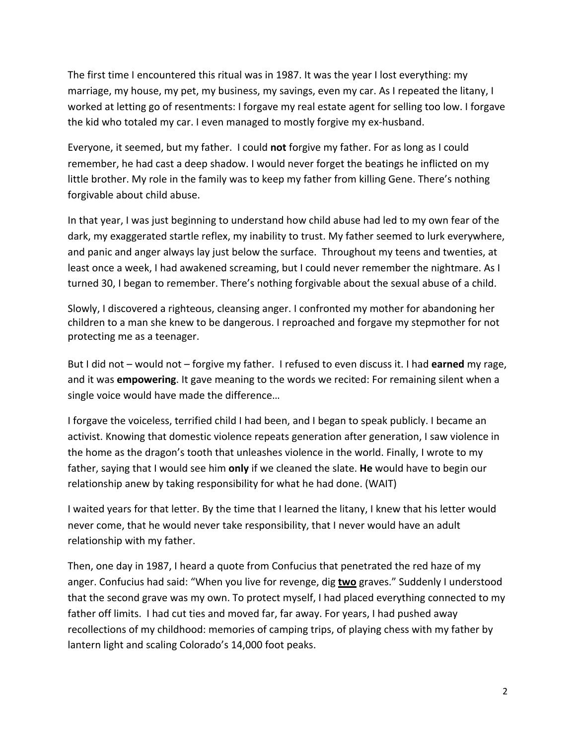The first time I encountered this ritual was in 1987. It was the year I lost everything: my marriage, my house, my pet, my business, my savings, even my car. As I repeated the litany, I worked at letting go of resentments: I forgave my real estate agent for selling too low. I forgave the kid who totaled my car. I even managed to mostly forgive my ex-husband.

Everyone, it seemed, but my father. I could **not** forgive my father. For as long as I could remember, he had cast a deep shadow. I would never forget the beatings he inflicted on my little brother. My role in the family was to keep my father from killing Gene. There's nothing forgivable about child abuse.

In that year, I was just beginning to understand how child abuse had led to my own fear of the dark, my exaggerated startle reflex, my inability to trust. My father seemed to lurk everywhere, and panic and anger always lay just below the surface. Throughout my teens and twenties, at least once a week, I had awakened screaming, but I could never remember the nightmare. As I turned 30, I began to remember. There's nothing forgivable about the sexual abuse of a child.

Slowly, I discovered a righteous, cleansing anger. I confronted my mother for abandoning her children to a man she knew to be dangerous. I reproached and forgave my stepmother for not protecting me as a teenager.

But I did not – would not – forgive my father. I refused to even discuss it. I had **earned** my rage, and it was **empowering**. It gave meaning to the words we recited: For remaining silent when a single voice would have made the difference…

I forgave the voiceless, terrified child I had been, and I began to speak publicly. I became an activist. Knowing that domestic violence repeats generation after generation, I saw violence in the home as the dragon's tooth that unleashes violence in the world. Finally, I wrote to my father, saying that I would see him **only** if we cleaned the slate. **He** would have to begin our relationship anew by taking responsibility for what he had done. (WAIT)

I waited years for that letter. By the time that I learned the litany, I knew that his letter would never come, that he would never take responsibility, that I never would have an adult relationship with my father.

Then, one day in 1987, I heard a quote from Confucius that penetrated the red haze of my anger. Confucius had said: "When you live for revenge, dig **two** graves." Suddenly I understood that the second grave was my own. To protect myself, I had placed everything connected to my father off limits. I had cut ties and moved far, far away. For years, I had pushed away recollections of my childhood: memories of camping trips, of playing chess with my father by lantern light and scaling Colorado's 14,000 foot peaks.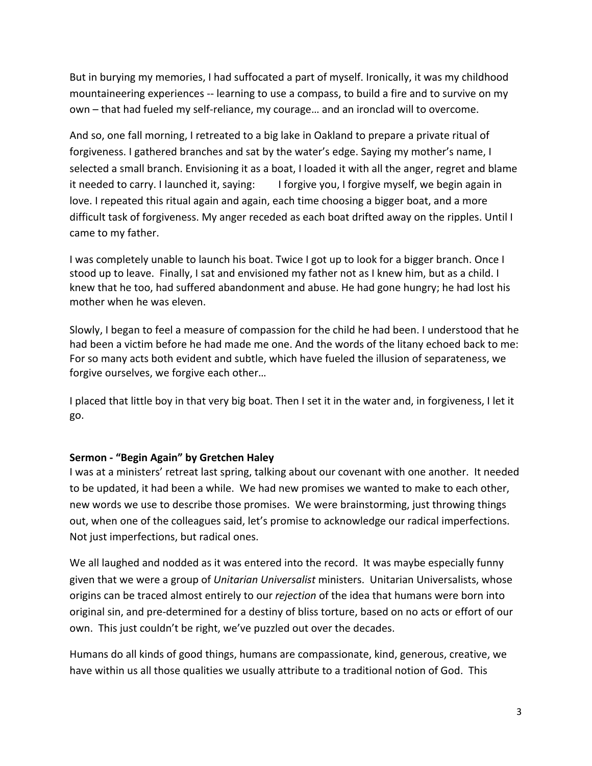But in burying my memories, I had suffocated a part of myself. Ironically, it was my childhood mountaineering experiences -- learning to use a compass, to build a fire and to survive on my own – that had fueled my self-reliance, my courage… and an ironclad will to overcome.

And so, one fall morning, I retreated to a big lake in Oakland to prepare a private ritual of forgiveness. I gathered branches and sat by the water's edge. Saying my mother's name, I selected a small branch. Envisioning it as a boat, I loaded it with all the anger, regret and blame it needed to carry. I launched it, saying: I forgive you, I forgive myself, we begin again in love. I repeated this ritual again and again, each time choosing a bigger boat, and a more difficult task of forgiveness. My anger receded as each boat drifted away on the ripples. Until I came to my father.

I was completely unable to launch his boat. Twice I got up to look for a bigger branch. Once I stood up to leave. Finally, I sat and envisioned my father not as I knew him, but as a child. I knew that he too, had suffered abandonment and abuse. He had gone hungry; he had lost his mother when he was eleven.

Slowly, I began to feel a measure of compassion for the child he had been. I understood that he had been a victim before he had made me one. And the words of the litany echoed back to me: For so many acts both evident and subtle, which have fueled the illusion of separateness, we forgive ourselves, we forgive each other…

I placed that little boy in that very big boat. Then I set it in the water and, in forgiveness, I let it go.

**Sermon - "Begin Again" by Gretchen Haley**

I was at a ministers' retreat last spring, talking about our covenant with one another. It needed to be updated, it had been a while. We had new promises we wanted to make to each other, new words we use to describe those promises. We were brainstorming, just throwing things out, when one of the colleagues said, let's promise to acknowledge our radical imperfections. Not just imperfections, but radical ones.

We all laughed and nodded as it was entered into the record. It was maybe especially funny given that we were a group of *Unitarian Universalist* ministers. Unitarian Universalists, whose origins can be traced almost entirely to our *rejection* of the idea that humans were born into original sin, and pre-determined for a destiny of bliss torture, based on no acts or effort of our own. This just couldn't be right, we've puzzled out over the decades.

Humans do all kinds of good things, humans are compassionate, kind, generous, creative, we have within us all those qualities we usually attribute to a traditional notion of God. This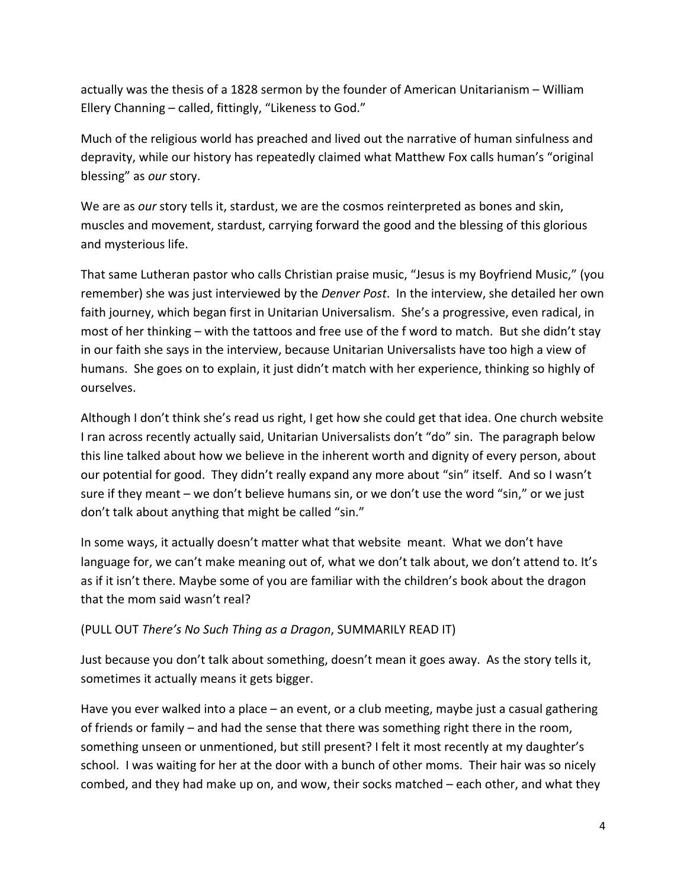actually was the thesis of a 1828 sermon by the founder of American Unitarianism – William Ellery Channing – called, fittingly, “Likeness to God.”

Much of the religious world has preached and lived out the narrative of human sinfulness and depravity, while our history has repeatedly claimed what Matthew Fox calls human’s “original blessing” as *our* story.

We are as *our* story tells it, stardust, we are the cosmos reinterpreted as bones and skin, muscles and movement, stardust, carrying forward the good and the blessing of this glorious and mysterious life.

That same Lutheran pastor who calls Christian praise music, “Jesus is my Boyfriend Music,” (you remember) she was just interviewed by the *Denver Post*. In the interview, she detailed her own faith journey, which began first in Unitarian Universalism. She’s a progressive, even radical, in most of her thinking – with the tattoos and free use of the f word to match. But she didn’t stay in our faith she says in the interview, because Unitarian Universalists have too high a view of humans. She goes on to explain, it just didn’t match with her experience, thinking so highly of ourselves.

Although I don’t think she’s read us right, I get how she could get that idea. One church website I ran across recently actually said, Unitarian Universalists don’t “do” sin. The paragraph below this line talked about how we believe in the inherent worth and dignity of every person, about our potential for good. They didn’t really expand any more about “sin” itself. And so I wasn’t sure if they meant – we don’t believe humans sin, or we don’t use the word “sin,” or we just don’t talk about anything that might be called “sin.”

In some ways, it actually doesn’t matter what that website meant. What we don’t have language for, we can’t make meaning out of, what we don’t talk about, we don’t attend to. It’s as if it isn’t there. Maybe some of you are familiar with the children’s book about the dragon that the mom said wasn’t real?

(PULL OUT *There’s No Such Thing as a Dragon*, SUMMARILY READ IT)

Just because you don’t talk about something, doesn’t mean it goes away. As the story tells it, sometimes it actually means it gets bigger.

Have you ever walked into a place – an event, or a club meeting, maybe just a casual gathering of friends or family – and had the sense that there was something right there in the room, something unseen or unmentioned, but still present? I felt it most recently at my daughter’s school. I was waiting for her at the door with a bunch of other moms. Their hair was so nicely combed, and they had make up on, and wow, their socks matched – each other, and what they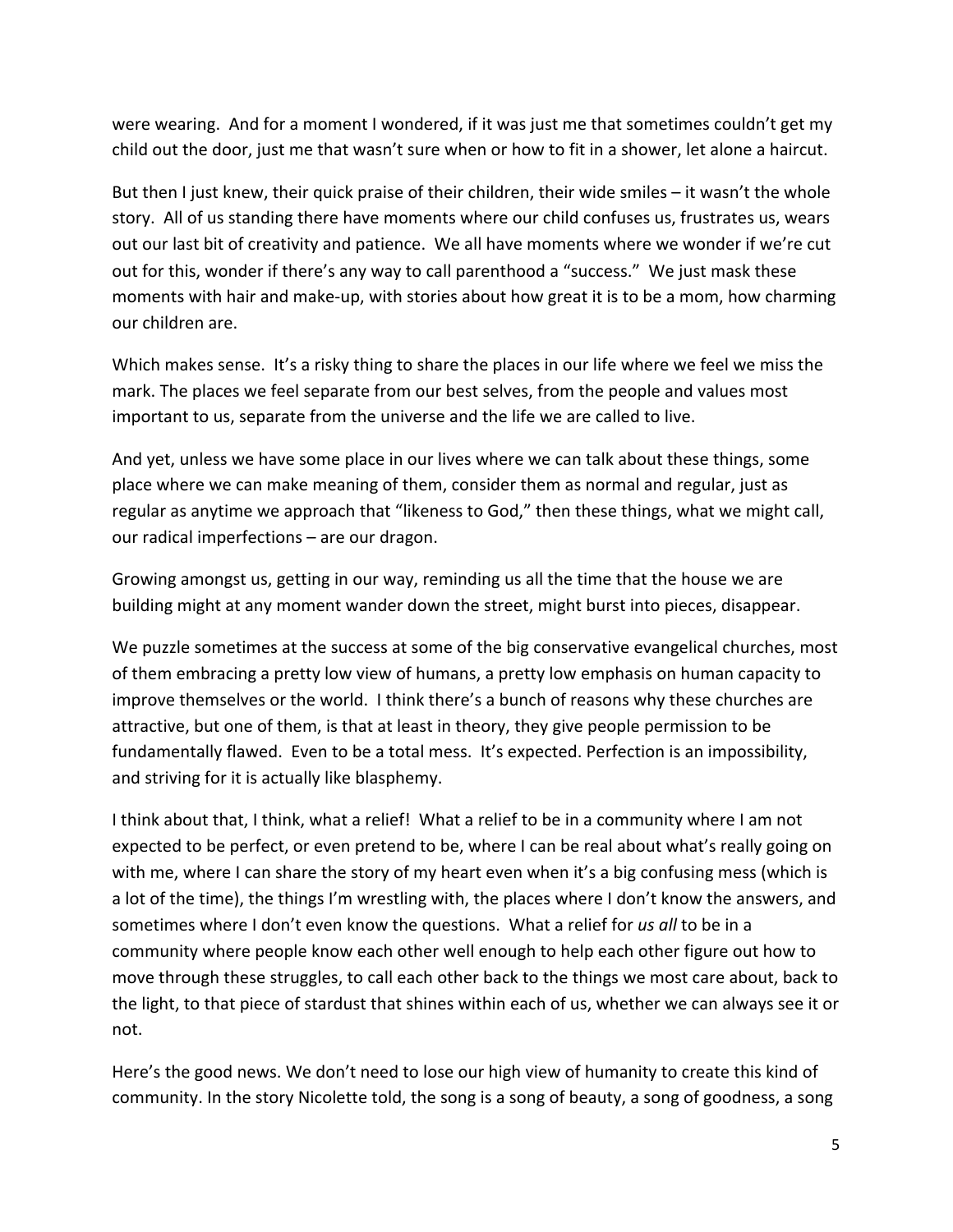were wearing. And for a moment I wondered, if it was just me that sometimes couldn't get my child out the door, just me that wasn't sure when or how to fit in a shower, let alone a haircut.

But then I just knew, their quick praise of their children, their wide smiles – it wasn't the whole story. All of us standing there have moments where our child confuses us, frustrates us, wears out our last bit of creativity and patience. We all have moments where we wonder if we're cut out for this, wonder if there's any way to call parenthood a "success." We just mask these moments with hair and make-up, with stories about how great it is to be a mom, how charming our children are.

Which makes sense. It's a risky thing to share the places in our life where we feel we miss the mark. The places we feel separate from our best selves, from the people and values most important to us, separate from the universe and the life we are called to live.

And yet, unless we have some place in our lives where we can talk about these things, some place where we can make meaning of them, consider them as normal and regular, just as regular as anytime we approach that "likeness to God," then these things, what we might call, our radical imperfections – are our dragon.

Growing amongst us, getting in our way, reminding us all the time that the house we are building might at any moment wander down the street, might burst into pieces, disappear.

We puzzle sometimes at the success at some of the big conservative evangelical churches, most of them embracing a pretty low view of humans, a pretty low emphasis on human capacity to improve themselves or the world. I think there's a bunch of reasons why these churches are attractive, but one of them, is that at least in theory, they give people permission to be fundamentally flawed. Even to be a total mess. It's expected. Perfection is an impossibility, and striving for it is actually like blasphemy.

I think about that, I think, what a relief! What a relief to be in a community where I am not expected to be perfect, or even pretend to be, where I can be real about what's really going on with me, where I can share the story of my heart even when it's a big confusing mess (which is a lot of the time), the things I'm wrestling with, the places where I don't know the answers, and sometimes where I don't even know the questions. What a relief for *us all* to be in a community where people know each other well enough to help each other figure out how to move through these struggles, to call each other back to the things we most care about, back to the light, to that piece of stardust that shines within each of us, whether we can always see it or not.

Here's the good news. We don't need to lose our high view of humanity to create this kind of community. In the story Nicolette told, the song is a song of beauty, a song of goodness, a song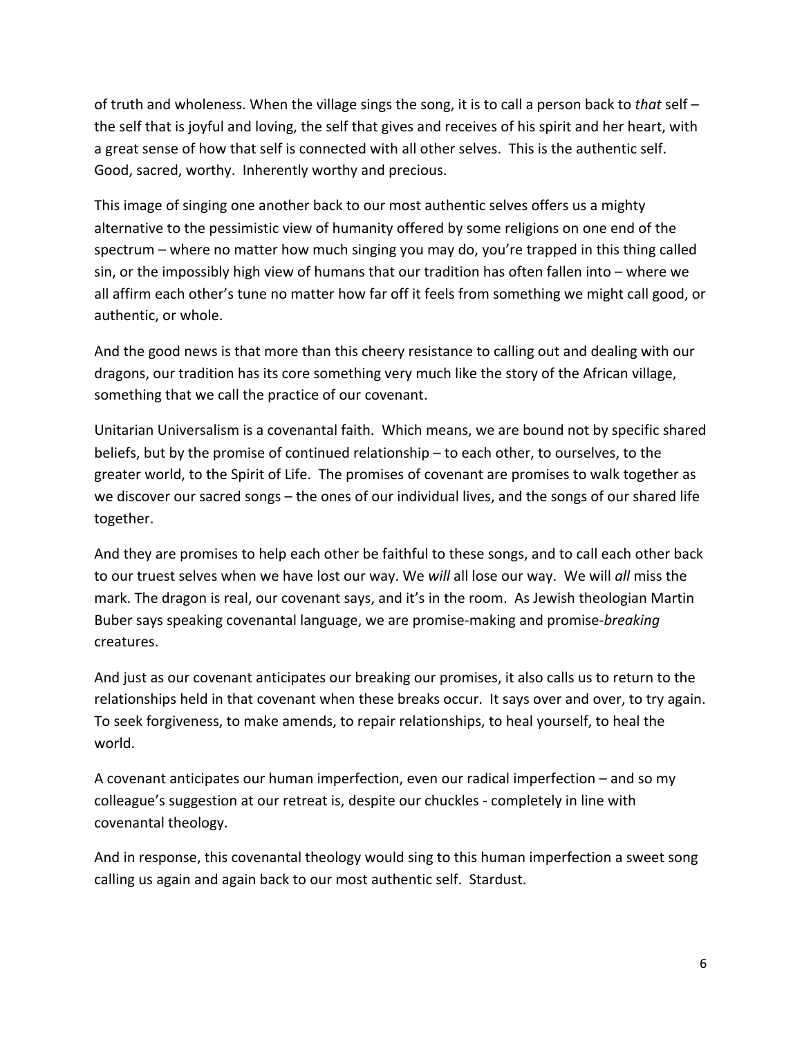of truth and wholeness. When the village sings the song, it is to call a person back to *that* self – the self that is joyful and loving, the self that gives and receives of his spirit and her heart, with a great sense of how that self is connected with all other selves. This is the authentic self. Good, sacred, worthy. Inherently worthy and precious.

This image of singing one another back to our most authentic selves offers us a mighty alternative to the pessimistic view of humanity offered by some religions on one end of the spectrum – where no matter how much singing you may do, you're trapped in this thing called sin, or the impossibly high view of humans that our tradition has often fallen into – where we all affirm each other's tune no matter how far off it feels from something we might call good, or authentic, or whole.

And the good news is that more than this cheery resistance to calling out and dealing with our dragons, our tradition has its core something very much like the story of the African village, something that we call the practice of our covenant.

Unitarian Universalism is a covenantal faith. Which means, we are bound not by specific shared beliefs, but by the promise of continued relationship – to each other, to ourselves, to the greater world, to the Spirit of Life. The promises of covenant are promises to walk together as we discover our sacred songs – the ones of our individual lives, and the songs of our shared life together.

And they are promises to help each other be faithful to these songs, and to call each other back to our truest selves when we have lost our way. We *will* all lose our way. We will *all* miss the mark. The dragon is real, our covenant says, and it's in the room. As Jewish theologian Martin Buber says speaking covenantal language, we are promise-making and promise-*breaking* creatures.

And just as our covenant anticipates our breaking our promises, it also calls us to return to the relationships held in that covenant when these breaks occur. It says over and over, to try again. To seek forgiveness, to make amends, to repair relationships, to heal yourself, to heal the world.

A covenant anticipates our human imperfection, even our radical imperfection – and so my colleague's suggestion at our retreat is, despite our chuckles - completely in line with covenantal theology.

And in response, this covenantal theology would sing to this human imperfection a sweet song calling us again and again back to our most authentic self. Stardust.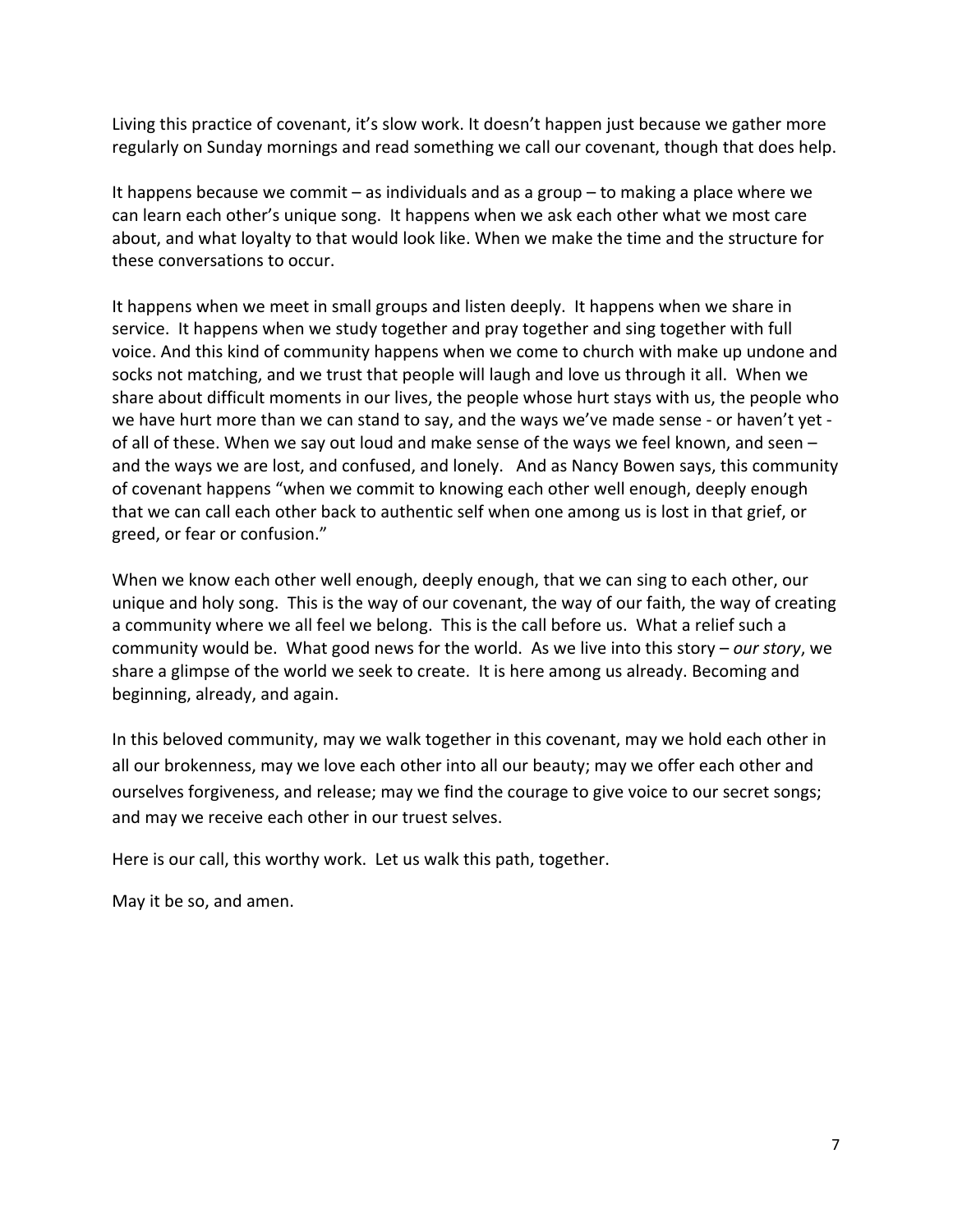Living this practice of covenant, it's slow work. It doesn't happen just because we gather more regularly on Sunday mornings and read something we call our covenant, though that does help.

It happens because we commit – as individuals and as a group – to making a place where we can learn each other's unique song. It happens when we ask each other what we most care about, and what loyalty to that would look like. When we make the time and the structure for these conversations to occur.

It happens when we meet in small groups and listen deeply. It happens when we share in service. It happens when we study together and pray together and sing together with full voice. And this kind of community happens when we come to church with make up undone and socks not matching, and we trust that people will laugh and love us through it all. When we share about difficult moments in our lives, the people whose hurt stays with us, the people who we have hurt more than we can stand to say, and the ways we've made sense - or haven't yet - of all of these. When we say out loud and make sense of the ways we feel known, and seen – and the ways we are lost, and confused, and lonely. And as Nancy Bowen says, this community of covenant happens "when we commit to knowing each other well enough, deeply enough that we can call each other back to authentic self when one among us is lost in that grief, or greed, or fear or confusion."

When we know each other well enough, deeply enough, that we can sing to each other, our unique and holy song. This is the way of our covenant, the way of our faith, the way of creating a community where we all feel we belong. This is the call before us. What a relief such a community would be. What good news for the world. As we live into this story – *our story*, we share a glimpse of the world we seek to create. It is here among us already. Becoming and beginning, already, and again.

In this beloved community, may we walk together in this covenant, may we hold each other in all our brokenness, may we love each other into all our beauty; may we offer each other and ourselves forgiveness, and release; may we find the courage to give voice to our secret songs; and may we receive each other in our truest selves.

Here is our call, this worthy work. Let us walk this path, together.

May it be so, and amen.